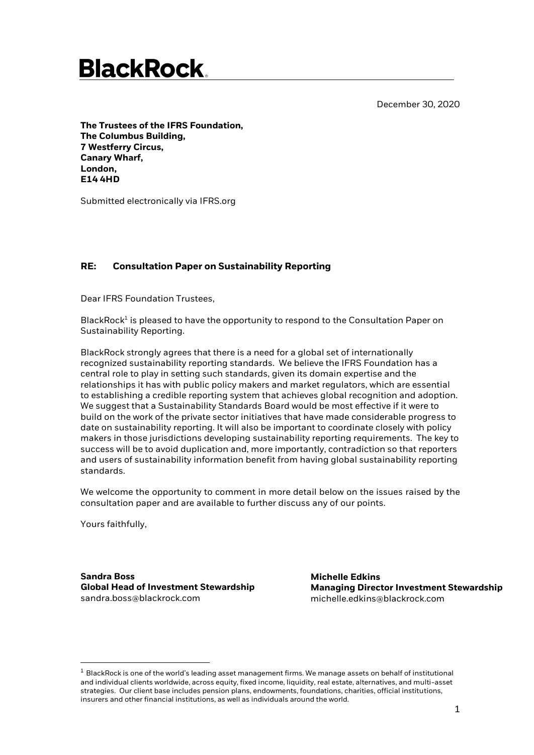# BlackRock

December 30, 2020

**The Trustees of the IFRS Foundation,**
**The Columbus Building,**
**7 Westferry Circus,**
**Canary Wharf,**
**London,**
**E14 4HD**

Submitted electronically via IFRS.org

**RE: Consultation Paper on Sustainability Reporting**

Dear IFRS Foundation Trustees,

BlackRock[1] is pleased to have the opportunity to respond to the Consultation Paper on Sustainability Reporting.

BlackRock strongly agrees that there is a need for a global set of internationally recognized sustainability reporting standards. We believe the IFRS Foundation has a central role to play in setting such standards, given its domain expertise and the relationships it has with public policy makers and market regulators, which are essential to establishing a credible reporting system that achieves global recognition and adoption. We suggest that a Sustainability Standards Board would be most effective if it were to build on the work of the private sector initiatives that have made considerable progress to date on sustainability reporting. It will also be important to coordinate closely with policy makers in those jurisdictions developing sustainability reporting requirements. The key to success will be to avoid duplication and, more importantly, contradiction so that reporters and users of sustainability information benefit from having global sustainability reporting standards.

We welcome the opportunity to comment in more detail below on the issues raised by the consultation paper and are available to further discuss any of our points.

Yours faithfully,

**Sandra Boss**
**Global Head of Investment Stewardship**
sandra.boss@blackrock.com

**Michelle Edkins**
**Managing Director Investment Stewardship**
michelle.edkins@blackrock.com

[1] BlackRock is one of the world's leading asset management firms. We manage assets on behalf of institutional and individual clients worldwide, across equity, fixed income, liquidity, real estate, alternatives, and multi-asset strategies. Our client base includes pension plans, endowments, foundations, charities, official institutions, insurers and other financial institutions, as well as individuals around the world.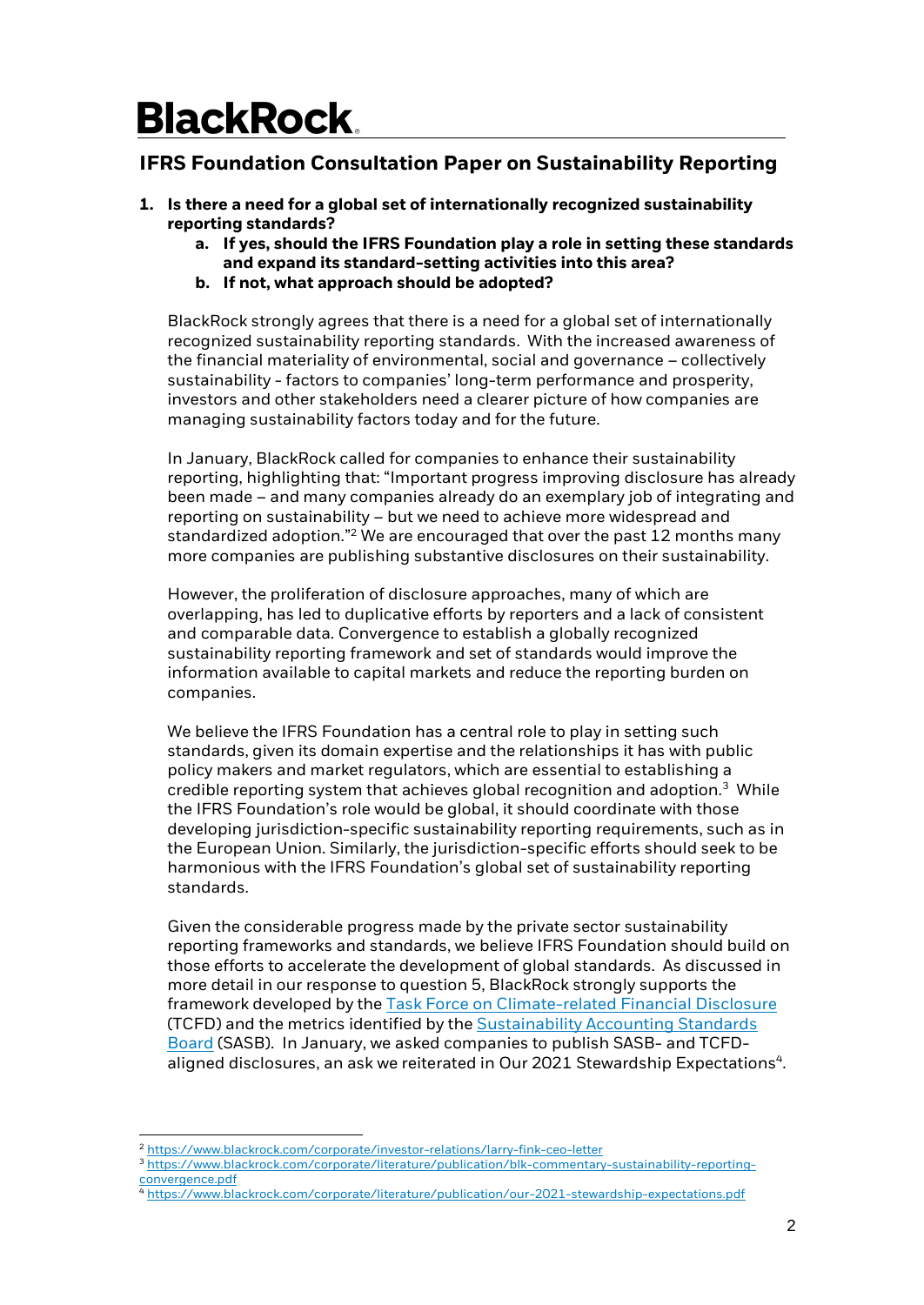# BlackRock

## IFRS Foundation Consultation Paper on Sustainability Reporting

1. **Is there a need for a global set of internationally recognized sustainability reporting standards?**
    a. **If yes, should the IFRS Foundation play a role in setting these standards and expand its standard-setting activities into this area?**
    b. **If not, what approach should be adopted?**

BlackRock strongly agrees that there is a need for a global set of internationally recognized sustainability reporting standards. With the increased awareness of the financial materiality of environmental, social and governance – collectively sustainability - factors to companies' long-term performance and prosperity, investors and other stakeholders need a clearer picture of how companies are managing sustainability factors today and for the future.

In January, BlackRock called for companies to enhance their sustainability reporting, highlighting that: "Important progress improving disclosure has already been made – and many companies already do an exemplary job of integrating and reporting on sustainability – but we need to achieve more widespread and standardized adoption."[2] We are encouraged that over the past 12 months many more companies are publishing substantive disclosures on their sustainability.

However, the proliferation of disclosure approaches, many of which are overlapping, has led to duplicative efforts by reporters and a lack of consistent and comparable data. Convergence to establish a globally recognized sustainability reporting framework and set of standards would improve the information available to capital markets and reduce the reporting burden on companies.

We believe the IFRS Foundation has a central role to play in setting such standards, given its domain expertise and the relationships it has with public policy makers and market regulators, which are essential to establishing a credible reporting system that achieves global recognition and adoption.[3] While the IFRS Foundation's role would be global, it should coordinate with those developing jurisdiction-specific sustainability reporting requirements, such as in the European Union. Similarly, the jurisdiction-specific efforts should seek to be harmonious with the IFRS Foundation's global set of sustainability reporting standards.

Given the considerable progress made by the private sector sustainability reporting frameworks and standards, we believe IFRS Foundation should build on those efforts to accelerate the development of global standards. As discussed in more detail in our response to question 5, BlackRock strongly supports the framework developed by the Task Force on Climate-related Financial Disclosure (TCFD) and the metrics identified by the Sustainability Accounting Standards Board (SASB). In January, we asked companies to publish SASB- and TCFD-aligned disclosures, an ask we reiterated in Our 2021 Stewardship Expectations[4].

[2] https://www.blackrock.com/corporate/investor-relations/larry-fink-ceo-letter
[3] https://www.blackrock.com/corporate/literature/publication/blk-commentary-sustainability-reporting-convergence.pdf
[4] https://www.blackrock.com/corporate/literature/publication/our-2021-stewardship-expectations.pdf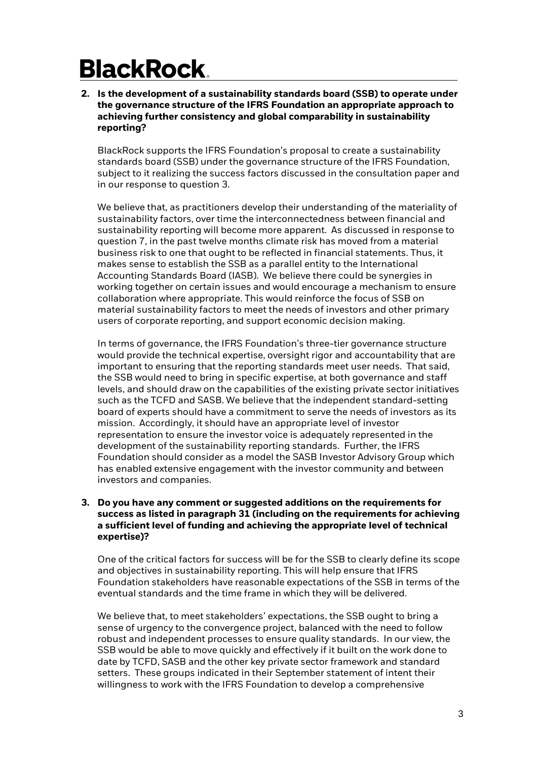**2. Is the development of a sustainability standards board (SSB) to operate under the governance structure of the IFRS Foundation an appropriate approach to achieving further consistency and global comparability in sustainability reporting?**

BlackRock supports the IFRS Foundation's proposal to create a sustainability standards board (SSB) under the governance structure of the IFRS Foundation, subject to it realizing the success factors discussed in the consultation paper and in our response to question 3.

We believe that, as practitioners develop their understanding of the materiality of sustainability factors, over time the interconnectedness between financial and sustainability reporting will become more apparent. As discussed in response to question 7, in the past twelve months climate risk has moved from a material business risk to one that ought to be reflected in financial statements. Thus, it makes sense to establish the SSB as a parallel entity to the International Accounting Standards Board (IASB). We believe there could be synergies in working together on certain issues and would encourage a mechanism to ensure collaboration where appropriate. This would reinforce the focus of SSB on material sustainability factors to meet the needs of investors and other primary users of corporate reporting, and support economic decision making.

In terms of governance, the IFRS Foundation's three-tier governance structure would provide the technical expertise, oversight rigor and accountability that are important to ensuring that the reporting standards meet user needs. That said, the SSB would need to bring in specific expertise, at both governance and staff levels, and should draw on the capabilities of the existing private sector initiatives such as the TCFD and SASB. We believe that the independent standard-setting board of experts should have a commitment to serve the needs of investors as its mission. Accordingly, it should have an appropriate level of investor representation to ensure the investor voice is adequately represented in the development of the sustainability reporting standards. Further, the IFRS Foundation should consider as a model the SASB Investor Advisory Group which has enabled extensive engagement with the investor community and between investors and companies.

**3. Do you have any comment or suggested additions on the requirements for success as listed in paragraph 31 (including on the requirements for achieving a sufficient level of funding and achieving the appropriate level of technical expertise)?**

One of the critical factors for success will be for the SSB to clearly define its scope and objectives in sustainability reporting. This will help ensure that IFRS Foundation stakeholders have reasonable expectations of the SSB in terms of the eventual standards and the time frame in which they will be delivered.

We believe that, to meet stakeholders' expectations, the SSB ought to bring a sense of urgency to the convergence project, balanced with the need to follow robust and independent processes to ensure quality standards. In our view, the SSB would be able to move quickly and effectively if it built on the work done to date by TCFD, SASB and the other key private sector framework and standard setters. These groups indicated in their September statement of intent their willingness to work with the IFRS Foundation to develop a comprehensive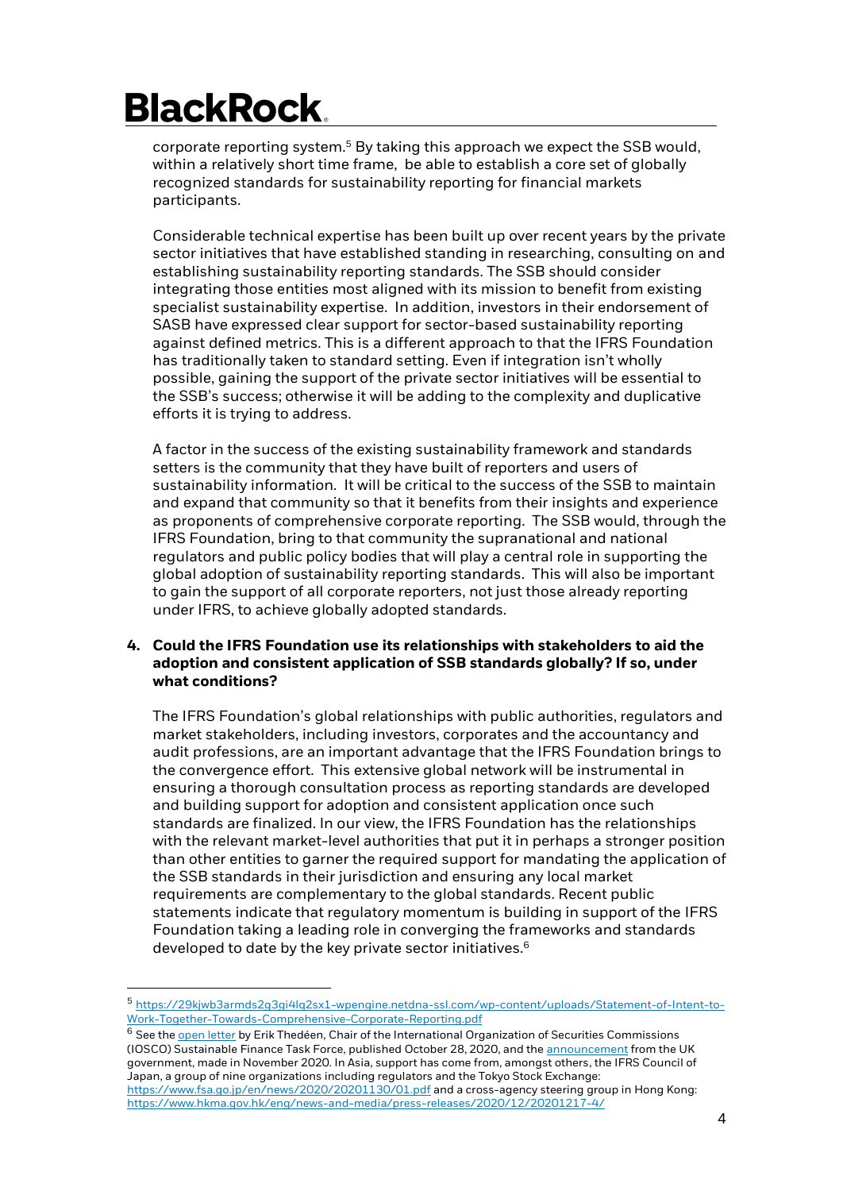corporate reporting system.[5] By taking this approach we expect the SSB would, within a relatively short time frame, be able to establish a core set of globally recognized standards for sustainability reporting for financial markets participants.

Considerable technical expertise has been built up over recent years by the private sector initiatives that have established standing in researching, consulting on and establishing sustainability reporting standards. The SSB should consider integrating those entities most aligned with its mission to benefit from existing specialist sustainability expertise. In addition, investors in their endorsement of SASB have expressed clear support for sector-based sustainability reporting against defined metrics. This is a different approach to that the IFRS Foundation has traditionally taken to standard setting. Even if integration isn't wholly possible, gaining the support of the private sector initiatives will be essential to the SSB's success; otherwise it will be adding to the complexity and duplicative efforts it is trying to address.

A factor in the success of the existing sustainability framework and standards setters is the community that they have built of reporters and users of sustainability information. It will be critical to the success of the SSB to maintain and expand that community so that it benefits from their insights and experience as proponents of comprehensive corporate reporting. The SSB would, through the IFRS Foundation, bring to that community the supranational and national regulators and public policy bodies that will play a central role in supporting the global adoption of sustainability reporting standards. This will also be important to gain the support of all corporate reporters, not just those already reporting under IFRS, to achieve globally adopted standards.

**4. Could the IFRS Foundation use its relationships with stakeholders to aid the adoption and consistent application of SSB standards globally? If so, under what conditions?**

The IFRS Foundation's global relationships with public authorities, regulators and market stakeholders, including investors, corporates and the accountancy and audit professions, are an important advantage that the IFRS Foundation brings to the convergence effort. This extensive global network will be instrumental in ensuring a thorough consultation process as reporting standards are developed and building support for adoption and consistent application once such standards are finalized. In our view, the IFRS Foundation has the relationships with the relevant market-level authorities that put it in perhaps a stronger position than other entities to garner the required support for mandating the application of the SSB standards in their jurisdiction and ensuring any local market requirements are complementary to the global standards. Recent public statements indicate that regulatory momentum is building in support of the IFRS Foundation taking a leading role in converging the frameworks and standards developed to date by the key private sector initiatives.[6]

---

[5] https://29kjwb3armds2g3gi4lq2sx1-wpengine.netdna-ssl.com/wp-content/uploads/Statement-of-Intent-to-Work-Together-Towards-Comprehensive-Corporate-Reporting.pdf

[6] See the open letter by Erik Thedéen, Chair of the International Organization of Securities Commissions (IOSCO) Sustainable Finance Task Force, published October 28, 2020, and the announcement from the UK government, made in November 2020. In Asia, support has come from, amongst others, the IFRS Council of Japan, a group of nine organizations including regulators and the Tokyo Stock Exchange: https://www.fsa.go.jp/en/news/2020/20201130/01.pdf and a cross-agency steering group in Hong Kong: https://www.hkma.gov.hk/eng/news-and-media/press-releases/2020/12/20201217-4/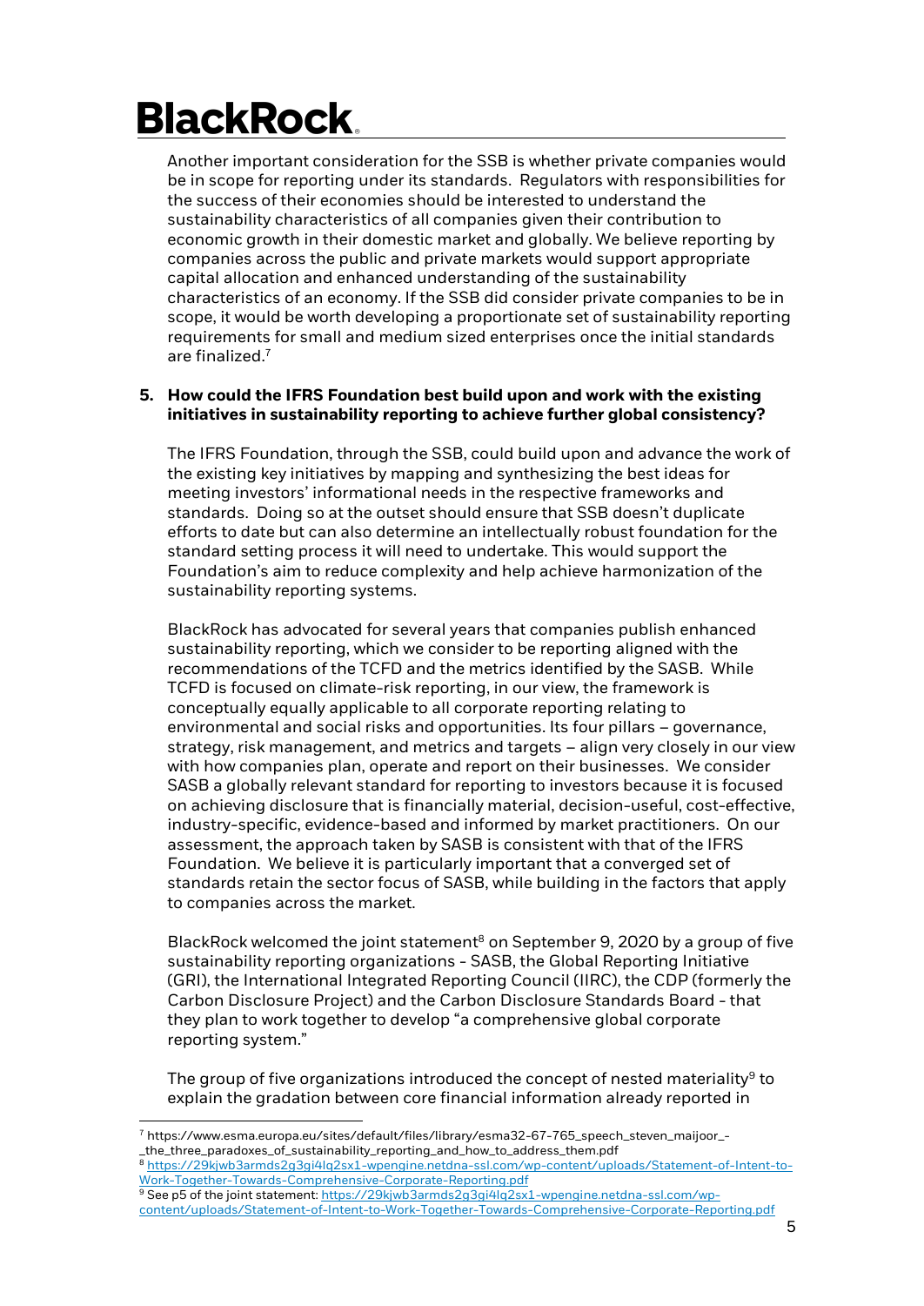Another important consideration for the SSB is whether private companies would be in scope for reporting under its standards. Regulators with responsibilities for the success of their economies should be interested to understand the sustainability characteristics of all companies given their contribution to economic growth in their domestic market and globally. We believe reporting by companies across the public and private markets would support appropriate capital allocation and enhanced understanding of the sustainability characteristics of an economy. If the SSB did consider private companies to be in scope, it would be worth developing a proportionate set of sustainability reporting requirements for small and medium sized enterprises once the initial standards are finalized.[7]

**5. How could the IFRS Foundation best build upon and work with the existing initiatives in sustainability reporting to achieve further global consistency?**

The IFRS Foundation, through the SSB, could build upon and advance the work of the existing key initiatives by mapping and synthesizing the best ideas for meeting investors' informational needs in the respective frameworks and standards. Doing so at the outset should ensure that SSB doesn't duplicate efforts to date but can also determine an intellectually robust foundation for the standard setting process it will need to undertake. This would support the Foundation's aim to reduce complexity and help achieve harmonization of the sustainability reporting systems.

BlackRock has advocated for several years that companies publish enhanced sustainability reporting, which we consider to be reporting aligned with the recommendations of the TCFD and the metrics identified by the SASB. While TCFD is focused on climate-risk reporting, in our view, the framework is conceptually equally applicable to all corporate reporting relating to environmental and social risks and opportunities. Its four pillars – governance, strategy, risk management, and metrics and targets – align very closely in our view with how companies plan, operate and report on their businesses. We consider SASB a globally relevant standard for reporting to investors because it is focused on achieving disclosure that is financially material, decision-useful, cost-effective, industry-specific, evidence-based and informed by market practitioners. On our assessment, the approach taken by SASB is consistent with that of the IFRS Foundation. We believe it is particularly important that a converged set of standards retain the sector focus of SASB, while building in the factors that apply to companies across the market.

BlackRock welcomed the joint statement[8] on September 9, 2020 by a group of five sustainability reporting organizations - SASB, the Global Reporting Initiative (GRI), the International Integrated Reporting Council (IIRC), the CDP (formerly the Carbon Disclosure Project) and the Carbon Disclosure Standards Board - that they plan to work together to develop "a comprehensive global corporate reporting system."

The group of five organizations introduced the concept of nested materiality[9] to explain the gradation between core financial information already reported in

---

[7] https://www.esma.europa.eu/sites/default/files/library/esma32-67-765_speech_steven_maijoor_-_the_three_paradoxes_of_sustainability_reporting_and_how_to_address_them.pdf

[8] https://29kjwb3armds2g3gi4lq2sx1-wpengine.netdna-ssl.com/wp-content/uploads/Statement-of-Intent-to-Work-Together-Towards-Comprehensive-Corporate-Reporting.pdf

[9] See p5 of the joint statement: https://29kjwb3armds2g3gi4lq2sx1-wpengine.netdna-ssl.com/wp-content/uploads/Statement-of-Intent-to-Work-Together-Towards-Comprehensive-Corporate-Reporting.pdf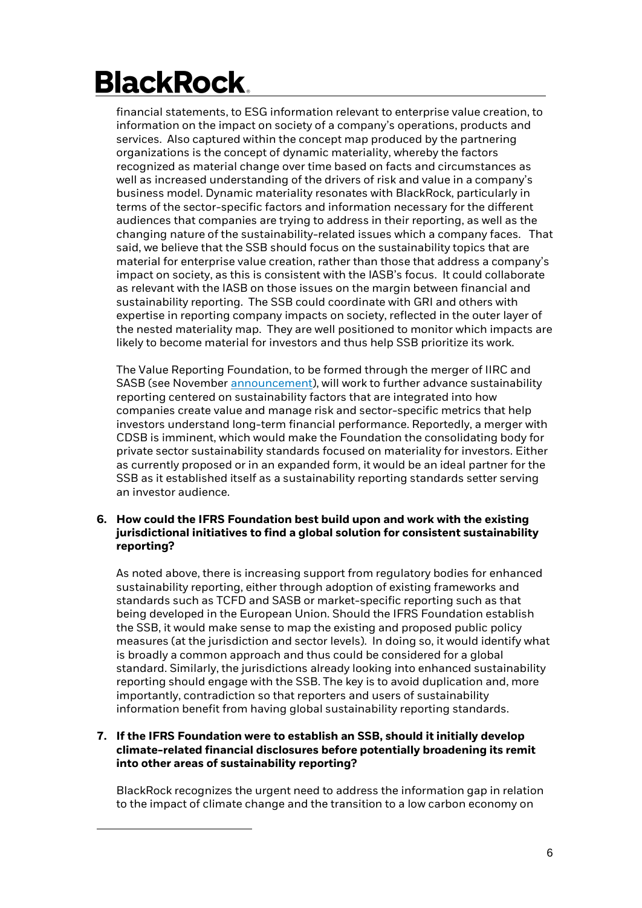financial statements, to ESG information relevant to enterprise value creation, to information on the impact on society of a company's operations, products and services. Also captured within the concept map produced by the partnering organizations is the concept of dynamic materiality, whereby the factors recognized as material change over time based on facts and circumstances as well as increased understanding of the drivers of risk and value in a company's business model. Dynamic materiality resonates with BlackRock, particularly in terms of the sector-specific factors and information necessary for the different audiences that companies are trying to address in their reporting, as well as the changing nature of the sustainability-related issues which a company faces. That said, we believe that the SSB should focus on the sustainability topics that are material for enterprise value creation, rather than those that address a company's impact on society, as this is consistent with the IASB's focus. It could collaborate as relevant with the IASB on those issues on the margin between financial and sustainability reporting. The SSB could coordinate with GRI and others with expertise in reporting company impacts on society, reflected in the outer layer of the nested materiality map. They are well positioned to monitor which impacts are likely to become material for investors and thus help SSB prioritize its work.

The Value Reporting Foundation, to be formed through the merger of IIRC and SASB (see November announcement), will work to further advance sustainability reporting centered on sustainability factors that are integrated into how companies create value and manage risk and sector-specific metrics that help investors understand long-term financial performance. Reportedly, a merger with CDSB is imminent, which would make the Foundation the consolidating body for private sector sustainability standards focused on materiality for investors. Either as currently proposed or in an expanded form, it would be an ideal partner for the SSB as it established itself as a sustainability reporting standards setter serving an investor audience.

**6. How could the IFRS Foundation best build upon and work with the existing jurisdictional initiatives to find a global solution for consistent sustainability reporting?**

As noted above, there is increasing support from regulatory bodies for enhanced sustainability reporting, either through adoption of existing frameworks and standards such as TCFD and SASB or market-specific reporting such as that being developed in the European Union. Should the IFRS Foundation establish the SSB, it would make sense to map the existing and proposed public policy measures (at the jurisdiction and sector levels). In doing so, it would identify what is broadly a common approach and thus could be considered for a global standard. Similarly, the jurisdictions already looking into enhanced sustainability reporting should engage with the SSB. The key is to avoid duplication and, more importantly, contradiction so that reporters and users of sustainability information benefit from having global sustainability reporting standards.

**7. If the IFRS Foundation were to establish an SSB, should it initially develop climate-related financial disclosures before potentially broadening its remit into other areas of sustainability reporting?**

BlackRock recognizes the urgent need to address the information gap in relation to the impact of climate change and the transition to a low carbon economy on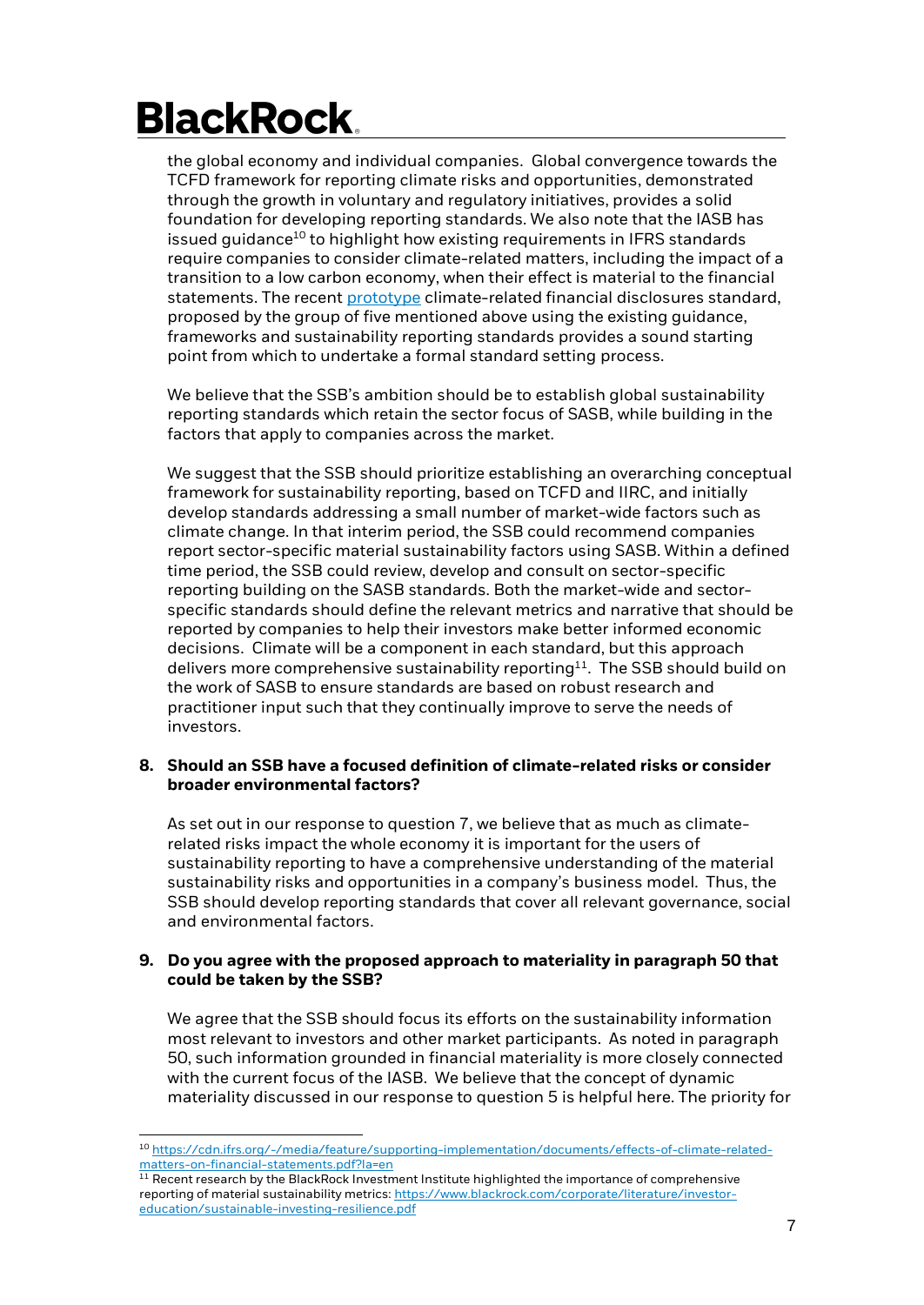the global economy and individual companies. Global convergence towards the TCFD framework for reporting climate risks and opportunities, demonstrated through the growth in voluntary and regulatory initiatives, provides a solid foundation for developing reporting standards. We also note that the IASB has issued guidance[10] to highlight how existing requirements in IFRS standards require companies to consider climate-related matters, including the impact of a transition to a low carbon economy, when their effect is material to the financial statements. The recent prototype climate-related financial disclosures standard, proposed by the group of five mentioned above using the existing guidance, frameworks and sustainability reporting standards provides a sound starting point from which to undertake a formal standard setting process.

We believe that the SSB's ambition should be to establish global sustainability reporting standards which retain the sector focus of SASB, while building in the factors that apply to companies across the market.

We suggest that the SSB should prioritize establishing an overarching conceptual framework for sustainability reporting, based on TCFD and IIRC, and initially develop standards addressing a small number of market-wide factors such as climate change. In that interim period, the SSB could recommend companies report sector-specific material sustainability factors using SASB. Within a defined time period, the SSB could review, develop and consult on sector-specific reporting building on the SASB standards. Both the market-wide and sector-specific standards should define the relevant metrics and narrative that should be reported by companies to help their investors make better informed economic decisions. Climate will be a component in each standard, but this approach delivers more comprehensive sustainability reporting[11]. The SSB should build on the work of SASB to ensure standards are based on robust research and practitioner input such that they continually improve to serve the needs of investors.

**8. Should an SSB have a focused definition of climate-related risks or consider broader environmental factors?**

As set out in our response to question 7, we believe that as much as climate-related risks impact the whole economy it is important for the users of sustainability reporting to have a comprehensive understanding of the material sustainability risks and opportunities in a company's business model. Thus, the SSB should develop reporting standards that cover all relevant governance, social and environmental factors.

**9. Do you agree with the proposed approach to materiality in paragraph 50 that could be taken by the SSB?**

We agree that the SSB should focus its efforts on the sustainability information most relevant to investors and other market participants. As noted in paragraph 50, such information grounded in financial materiality is more closely connected with the current focus of the IASB. We believe that the concept of dynamic materiality discussed in our response to question 5 is helpful here. The priority for

---

[10] https://cdn.ifrs.org/-/media/feature/supporting-implementation/documents/effects-of-climate-related-matters-on-financial-statements.pdf?la=en

[11] Recent research by the BlackRock Investment Institute highlighted the importance of comprehensive reporting of material sustainability metrics: https://www.blackrock.com/corporate/literature/investor-education/sustainable-investing-resilience.pdf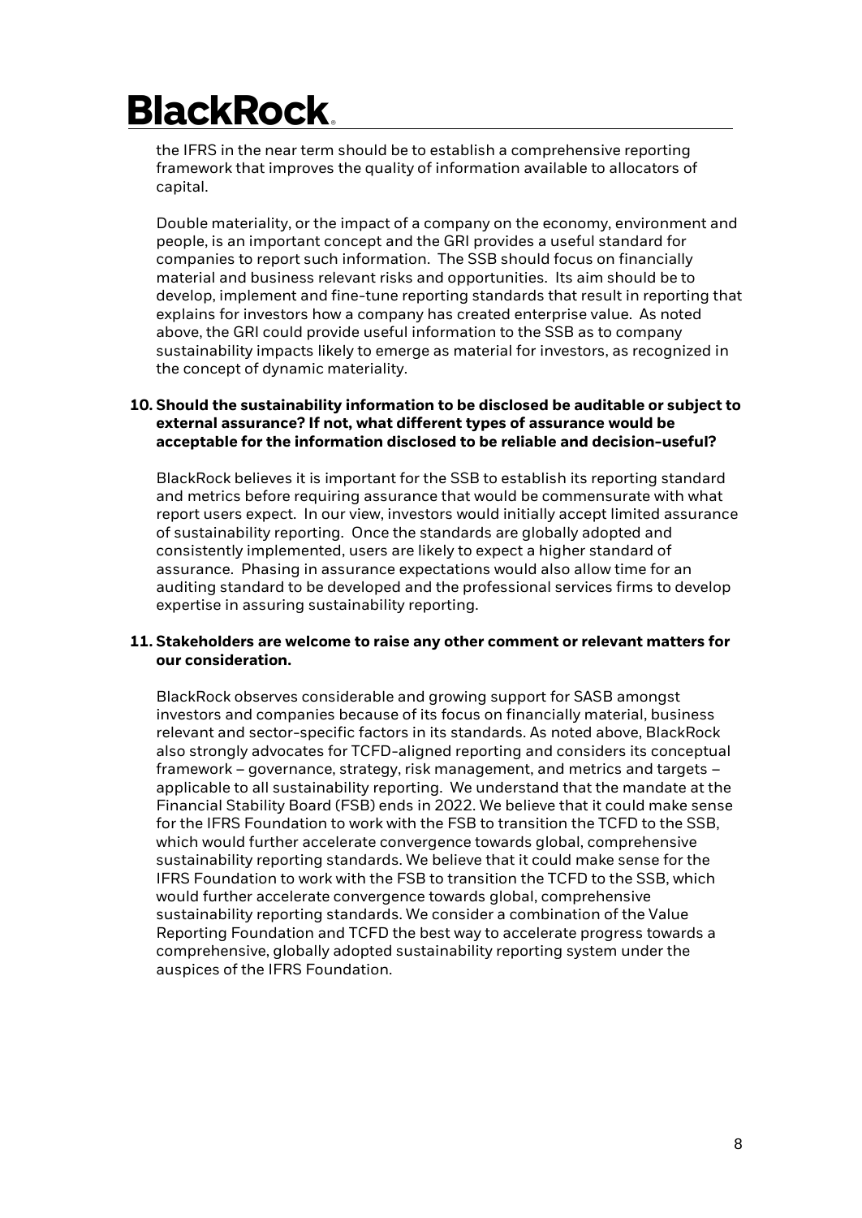the IFRS in the near term should be to establish a comprehensive reporting framework that improves the quality of information available to allocators of capital.

Double materiality, or the impact of a company on the economy, environment and people, is an important concept and the GRI provides a useful standard for companies to report such information. The SSB should focus on financially material and business relevant risks and opportunities. Its aim should be to develop, implement and fine-tune reporting standards that result in reporting that explains for investors how a company has created enterprise value. As noted above, the GRI could provide useful information to the SSB as to company sustainability impacts likely to emerge as material for investors, as recognized in the concept of dynamic materiality.

**10. Should the sustainability information to be disclosed be auditable or subject to external assurance? If not, what different types of assurance would be acceptable for the information disclosed to be reliable and decision-useful?**

BlackRock believes it is important for the SSB to establish its reporting standard and metrics before requiring assurance that would be commensurate with what report users expect. In our view, investors would initially accept limited assurance of sustainability reporting. Once the standards are globally adopted and consistently implemented, users are likely to expect a higher standard of assurance. Phasing in assurance expectations would also allow time for an auditing standard to be developed and the professional services firms to develop expertise in assuring sustainability reporting.

**11. Stakeholders are welcome to raise any other comment or relevant matters for our consideration.**

BlackRock observes considerable and growing support for SASB amongst investors and companies because of its focus on financially material, business relevant and sector-specific factors in its standards. As noted above, BlackRock also strongly advocates for TCFD-aligned reporting and considers its conceptual framework – governance, strategy, risk management, and metrics and targets – applicable to all sustainability reporting. We understand that the mandate at the Financial Stability Board (FSB) ends in 2022. We believe that it could make sense for the IFRS Foundation to work with the FSB to transition the TCFD to the SSB, which would further accelerate convergence towards global, comprehensive sustainability reporting standards. We believe that it could make sense for the IFRS Foundation to work with the FSB to transition the TCFD to the SSB, which would further accelerate convergence towards global, comprehensive sustainability reporting standards. We consider a combination of the Value Reporting Foundation and TCFD the best way to accelerate progress towards a comprehensive, globally adopted sustainability reporting system under the auspices of the IFRS Foundation.